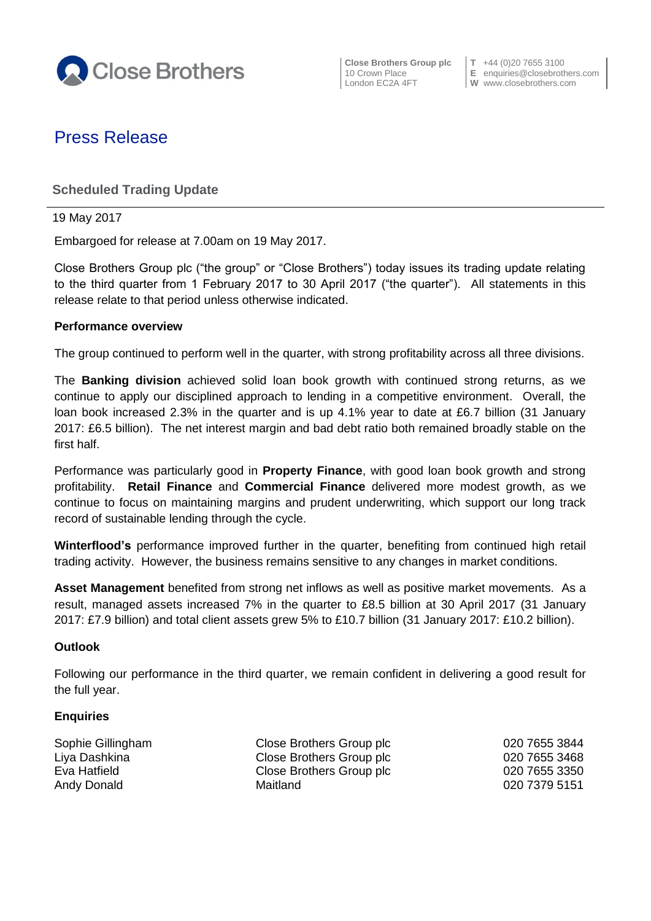Close Brothers

**Close Brothers Group plc**
10 Crown Place
London EC2A 4FT

**T** +44 (0)20 7655 3100
**E** enquiries@closebrothers.com
**W** www.closebrothers.com

# Press Release

## Scheduled Trading Update

19 May 2017

Embargoed for release at 7.00am on 19 May 2017.

Close Brothers Group plc ("the group" or "Close Brothers") today issues its trading update relating to the third quarter from 1 February 2017 to 30 April 2017 ("the quarter"). All statements in this release relate to that period unless otherwise indicated.

**Performance overview**

The group continued to perform well in the quarter, with strong profitability across all three divisions.

The **Banking division** achieved solid loan book growth with continued strong returns, as we continue to apply our disciplined approach to lending in a competitive environment. Overall, the loan book increased 2.3% in the quarter and is up 4.1% year to date at £6.7 billion (31 January 2017: £6.5 billion). The net interest margin and bad debt ratio both remained broadly stable on the first half.

Performance was particularly good in **Property Finance**, with good loan book growth and strong profitability. **Retail Finance** and **Commercial Finance** delivered more modest growth, as we continue to focus on maintaining margins and prudent underwriting, which support our long track record of sustainable lending through the cycle.

**Winterflood's** performance improved further in the quarter, benefiting from continued high retail trading activity. However, the business remains sensitive to any changes in market conditions.

**Asset Management** benefited from strong net inflows as well as positive market movements. As a result, managed assets increased 7% in the quarter to £8.5 billion at 30 April 2017 (31 January 2017: £7.9 billion) and total client assets grew 5% to £10.7 billion (31 January 2017: £10.2 billion).

**Outlook**

Following our performance in the third quarter, we remain confident in delivering a good result for the full year.

**Enquiries**

| | | |
|---|---|---|
| Sophie Gillingham | Close Brothers Group plc | 020 7655 3844 |
| Liya Dashkina | Close Brothers Group plc | 020 7655 3468 |
| Eva Hatfield | Close Brothers Group plc | 020 7655 3350 |
| Andy Donald | Maitland | 020 7379 5151 |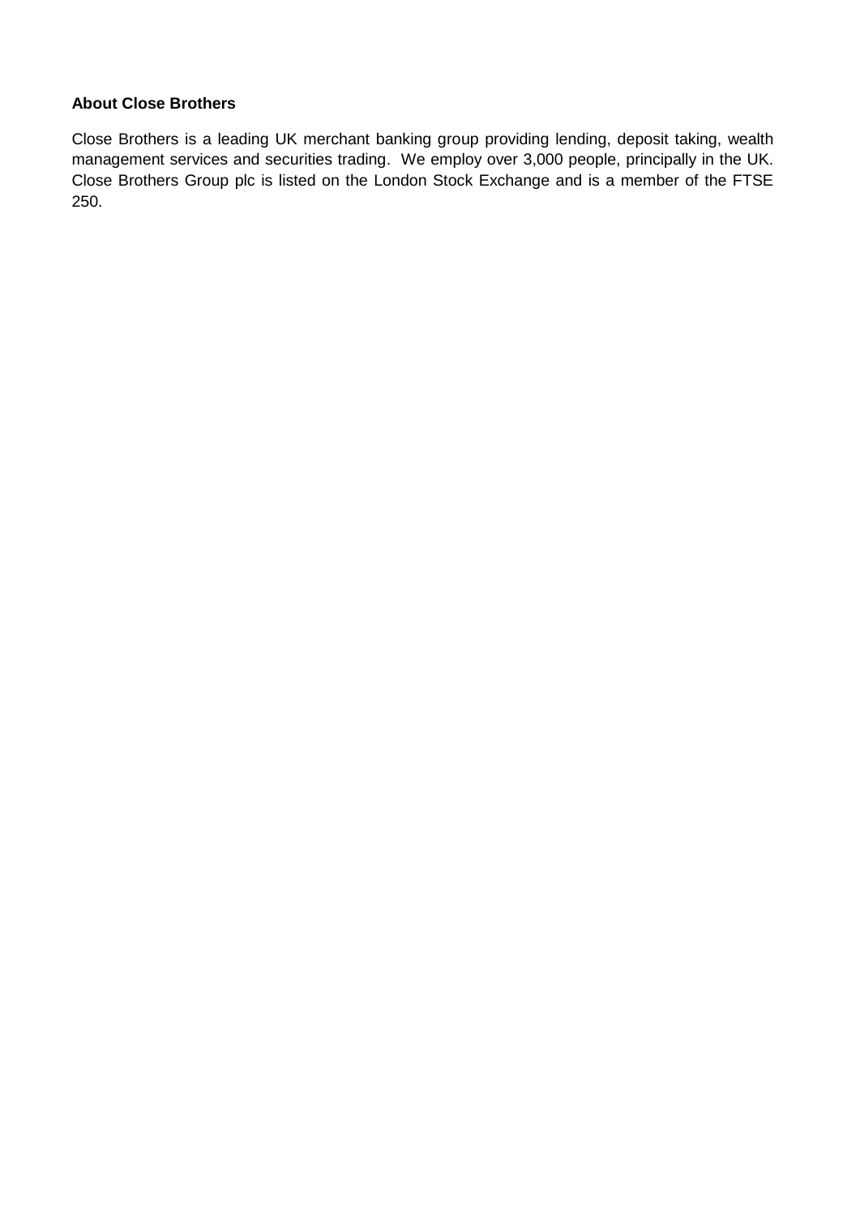**About Close Brothers**

Close Brothers is a leading UK merchant banking group providing lending, deposit taking, wealth management services and securities trading. We employ over 3,000 people, principally in the UK. Close Brothers Group plc is listed on the London Stock Exchange and is a member of the FTSE 250.